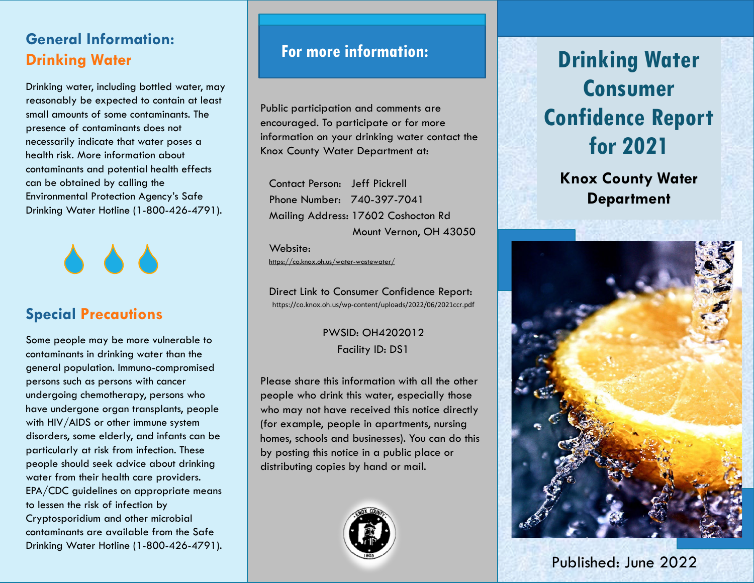## General Information: Drinking Water

Drinking water, including bottled water, may reasonably be expected to contain at least small amounts of some contaminants. The presence of contaminants does not necessarily indicate that water poses a health risk. More information about contaminants and potential health effects can be obtained by calling the Environmental Protection Agency's Safe Drinking Water Hotline (1-800-426-4791).

## Special Precautions

Some people may be more vulnerable to contaminants in drinking water than the general population. Immuno-compromised persons such as persons with cancer undergoing chemotherapy, persons who have undergone organ transplants, people with HIV/AIDS or other immune system disorders, some elderly, and infants can be particularly at risk from infection. These people should seek advice about drinking water from their health care providers. EPA/CDC guidelines on appropriate means to lessen the risk of infection by Cryptosporidium and other microbial contaminants are available from the Safe Drinking Water Hotline (1-800-426-4791).

## For more information:

Public participation and comments are encouraged. To participate or for more information on your drinking water contact the Knox County Water Department at:

Contact Person: Jeff Pickrell
Phone Number: 740-397-7041
Mailing Address: 17602 Coshocton Rd
Mount Vernon, OH 43050

Website:
https://co.knox.oh.us/water-wastewater/

Direct Link to Consumer Confidence Report:
https://co.knox.oh.us/wp-content/uploads/2022/06/2021ccr.pdf

PWSID: OH4202012
Facility ID: DS1

Please share this information with all the other people who drink this water, especially those who may not have received this notice directly (for example, people in apartments, nursing homes, schools and businesses). You can do this by posting this notice in a public place or distributing copies by hand or mail.

# Drinking Water Consumer Confidence Report for 2021

**Knox County Water Department**

Published: June 2022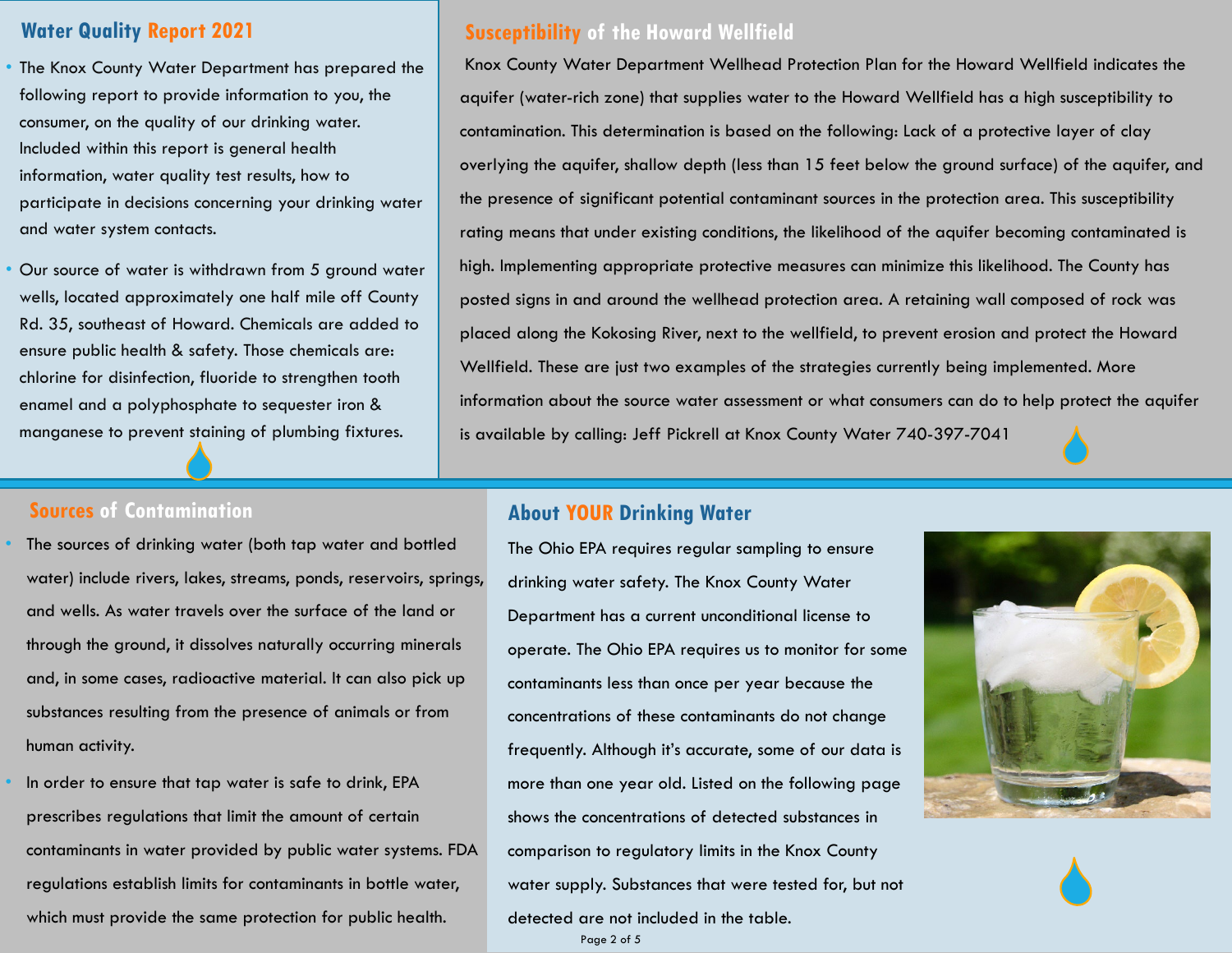## Water Quality Report 2021

- The Knox County Water Department has prepared the following report to provide information to you, the consumer, on the quality of our drinking water. Included within this report is general health information, water quality test results, how to participate in decisions concerning your drinking water and water system contacts.
- Our source of water is withdrawn from 5 ground water wells, located approximately one half mile off County Rd. 35, southeast of Howard. Chemicals are added to ensure public health & safety. Those chemicals are: chlorine for disinfection, fluoride to strengthen tooth enamel and a polyphosphate to sequester iron & manganese to prevent staining of plumbing fixtures.

## Susceptibility of the Howard Wellfield

Knox County Water Department Wellhead Protection Plan for the Howard Wellfield indicates the aquifer (water-rich zone) that supplies water to the Howard Wellfield has a high susceptibility to contamination. This determination is based on the following: Lack of a protective layer of clay overlying the aquifer, shallow depth (less than 15 feet below the ground surface) of the aquifer, and the presence of significant potential contaminant sources in the protection area. This susceptibility rating means that under existing conditions, the likelihood of the aquifer becoming contaminated is high. Implementing appropriate protective measures can minimize this likelihood. The County has posted signs in and around the wellhead protection area. A retaining wall composed of rock was placed along the Kokosing River, next to the wellfield, to prevent erosion and protect the Howard Wellfield. These are just two examples of the strategies currently being implemented. More information about the source water assessment or what consumers can do to help protect the aquifer is available by calling: Jeff Pickrell at Knox County Water 740-397-7041

## Sources of Contamination

- The sources of drinking water (both tap water and bottled water) include rivers, lakes, streams, ponds, reservoirs, springs, and wells. As water travels over the surface of the land or through the ground, it dissolves naturally occurring minerals and, in some cases, radioactive material. It can also pick up substances resulting from the presence of animals or from human activity.
- In order to ensure that tap water is safe to drink, EPA prescribes regulations that limit the amount of certain contaminants in water provided by public water systems. FDA regulations establish limits for contaminants in bottle water, which must provide the same protection for public health.

## About YOUR Drinking Water

The Ohio EPA requires regular sampling to ensure drinking water safety. The Knox County Water Department has a current unconditional license to operate. The Ohio EPA requires us to monitor for some contaminants less than once per year because the concentrations of these contaminants do not change frequently. Although it's accurate, some of our data is more than one year old. Listed on the following page shows the concentrations of detected substances in comparison to regulatory limits in the Knox County water supply. Substances that were tested for, but not detected are not included in the table.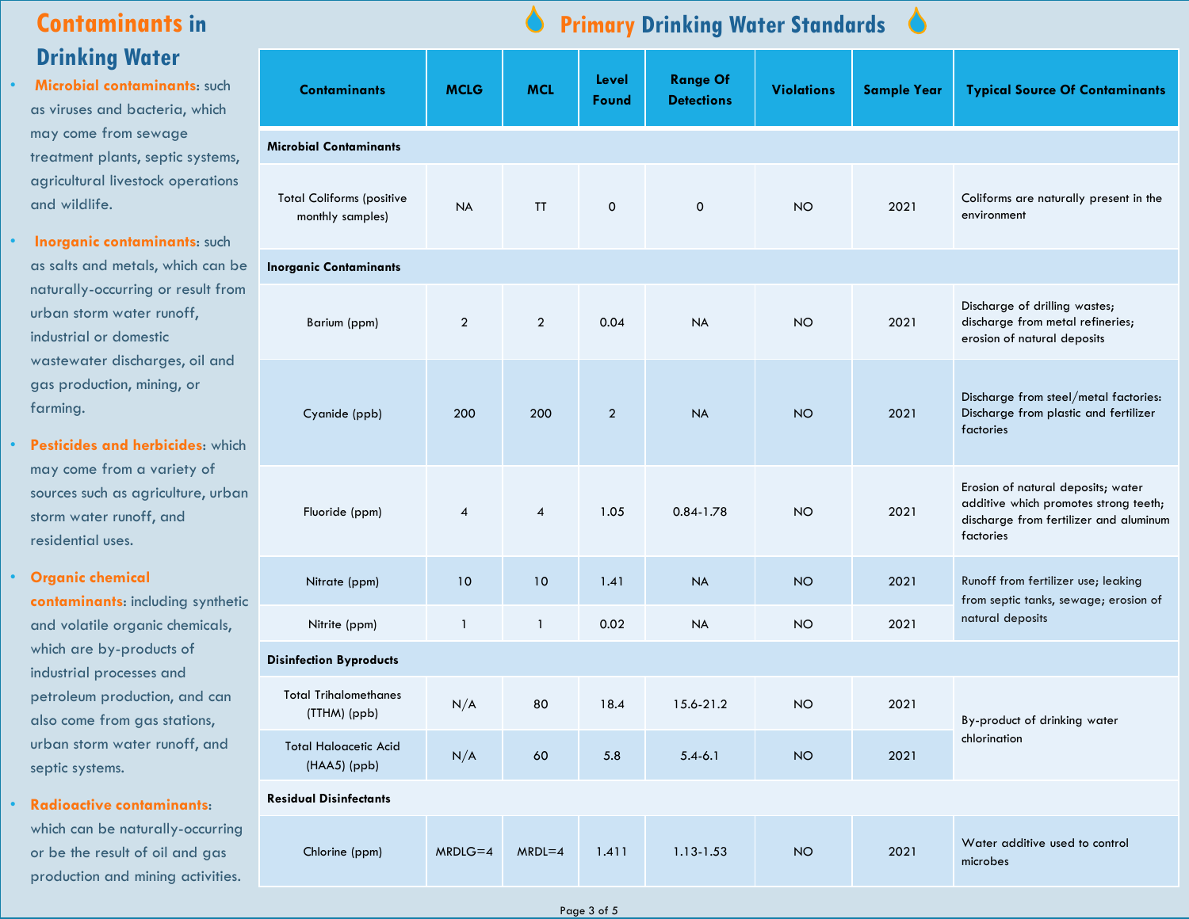## Contaminants in Drinking Water

- **Microbial contaminants**: such as viruses and bacteria, which may come from sewage treatment plants, septic systems, agricultural livestock operations and wildlife.
- **Inorganic contaminants**: such as salts and metals, which can be naturally-occurring or result from urban storm water runoff, industrial or domestic wastewater discharges, oil and gas production, mining, or farming.
- **Pesticides and herbicides**: which may come from a variety of sources such as agriculture, urban storm water runoff, and residential uses.
- **Organic chemical contaminants**: including synthetic and volatile organic chemicals, which are by-products of industrial processes and petroleum production, and can also come from gas stations, urban storm water runoff, and septic systems.
- **Radioactive contaminants**: which can be naturally-occurring or be the result of oil and gas production and mining activities.

## Primary Drinking Water Standards

| Contaminants | MCLG | MCL | Level Found | Range Of Detections | Violations | Sample Year | Typical Source Of Contaminants |
|---|---|---|---|---|---|---|---|
| **Microbial Contaminants** | | | | | | | |
| Total Coliforms (positive monthly samples) | NA | TT | 0 | 0 | NO | 2021 | Coliforms are naturally present in the environment |
| **Inorganic Contaminants** | | | | | | | |
| Barium (ppm) | 2 | 2 | 0.04 | NA | NO | 2021 | Discharge of drilling wastes; discharge from metal refineries; erosion of natural deposits |
| Cyanide (ppb) | 200 | 200 | 2 | NA | NO | 2021 | Discharge from steel/metal factories: Discharge from plastic and fertilizer factories |
| Fluoride (ppm) | 4 | 4 | 1.05 | 0.84-1.78 | NO | 2021 | Erosion of natural deposits; water additive which promotes strong teeth; discharge from fertilizer and aluminum factories |
| Nitrate (ppm) | 10 | 10 | 1.41 | NA | NO | 2021 | Runoff from fertilizer use; leaking from septic tanks, sewage; erosion of natural deposits |
| Nitrite (ppm) | 1 | 1 | 0.02 | NA | NO | 2021 | |
| **Disinfection Byproducts** | | | | | | | |
| Total Trihalomethanes (TTHM) (ppb) | N/A | 80 | 18.4 | 15.6-21.2 | NO | 2021 | By-product of drinking water chlorination |
| Total Haloacetic Acid (HAA5) (ppb) | N/A | 60 | 5.8 | 5.4-6.1 | NO | 2021 | |
| **Residual Disinfectants** | | | | | | | |
| Chlorine (ppm) | MRDLG=4 | MRDL=4 | 1.411 | 1.13-1.53 | NO | 2021 | Water additive used to control microbes |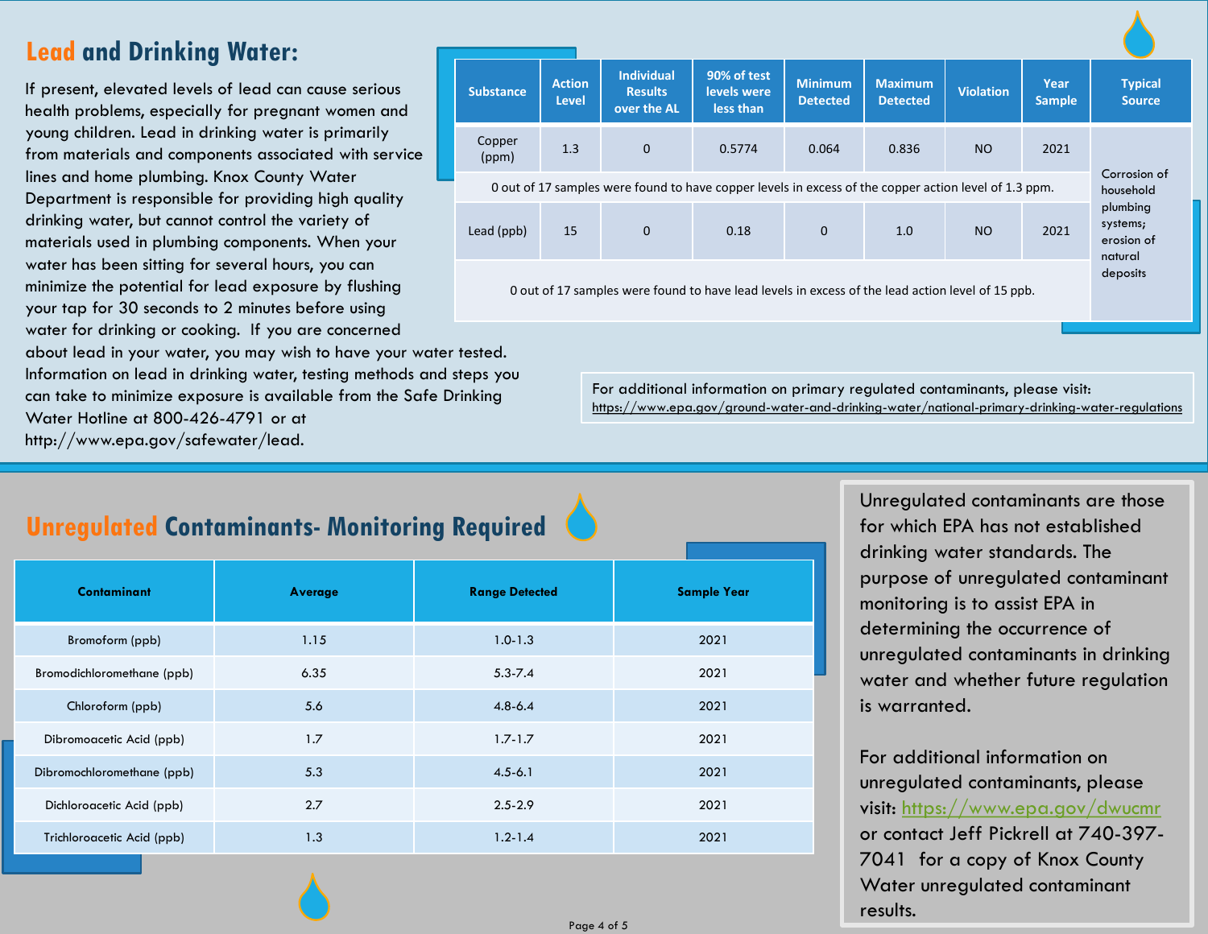## Lead and Drinking Water:

If present, elevated levels of lead can cause serious health problems, especially for pregnant women and young children. Lead in drinking water is primarily from materials and components associated with service lines and home plumbing. Knox County Water Department is responsible for providing high quality drinking water, but cannot control the variety of materials used in plumbing components. When your water has been sitting for several hours, you can minimize the potential for lead exposure by flushing your tap for 30 seconds to 2 minutes before using water for drinking or cooking. If you are concerned about lead in your water, you may wish to have your water tested. Information on lead in drinking water, testing methods and steps you can take to minimize exposure is available from the Safe Drinking Water Hotline at 800-426-4791 or at http://www.epa.gov/safewater/lead.

| Substance | Action Level | Individual Results over the AL | 90% of test levels were less than | Minimum Detected | Maximum Detected | Violation | Year Sample | Typical Source |
|---|---|---|---|---|---|---|---|---|
| Copper (ppm) | 1.3 | 0 | 0.5774 | 0.064 | 0.836 | NO | 2021 | Corrosion of household plumbing systems; erosion of natural deposits |
| 0 out of 17 samples were found to have copper levels in excess of the copper action level of 1.3 ppm. | | | | | | | | |
| Lead (ppb) | 15 | 0 | 0.18 | 0 | 1.0 | NO | 2021 | |
| 0 out of 17 samples were found to have lead levels in excess of the lead action level of 15 ppb. | | | | | | | | |

For additional information on primary regulated contaminants, please visit: https://www.epa.gov/ground-water-and-drinking-water/national-primary-drinking-water-regulations

## Unregulated Contaminants- Monitoring Required

| Contaminant | Average | Range Detected | Sample Year |
|---|---|---|---|
| Bromoform (ppb) | 1.15 | 1.0-1.3 | 2021 |
| Bromodichloromethane (ppb) | 6.35 | 5.3-7.4 | 2021 |
| Chloroform (ppb) | 5.6 | 4.8-6.4 | 2021 |
| Dibromoacetic Acid (ppb) | 1.7 | 1.7-1.7 | 2021 |
| Dibromochloromethane (ppb) | 5.3 | 4.5-6.1 | 2021 |
| Dichloroacetic Acid (ppb) | 2.7 | 2.5-2.9 | 2021 |
| Trichloroacetic Acid (ppb) | 1.3 | 1.2-1.4 | 2021 |

Unregulated contaminants are those for which EPA has not established drinking water standards. The purpose of unregulated contaminant monitoring is to assist EPA in determining the occurrence of unregulated contaminants in drinking water and whether future regulation is warranted.

For additional information on unregulated contaminants, please visit: https://www.epa.gov/dwucmr or contact Jeff Pickrell at 740-397-7041 for a copy of Knox County Water unregulated contaminant results.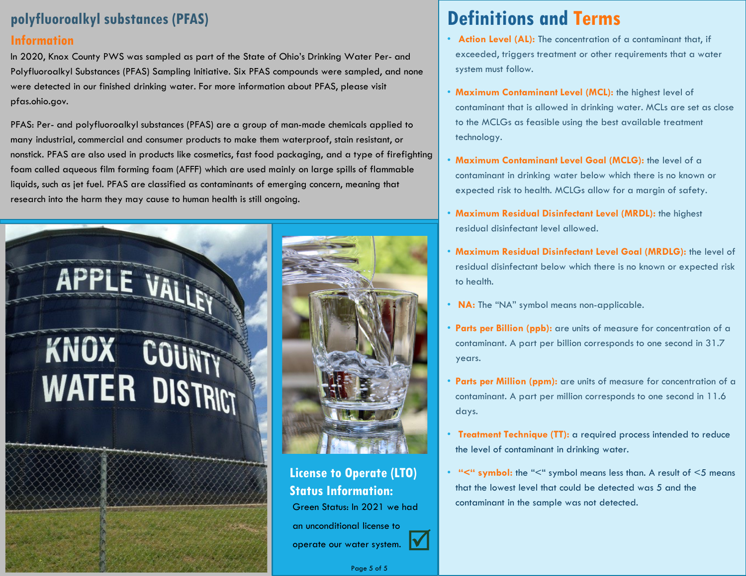## polyfluoroalkyl substances (PFAS)

### Information

In 2020, Knox County PWS was sampled as part of the State of Ohio's Drinking Water Per- and Polyfluoroalkyl Substances (PFAS) Sampling Initiative. Six PFAS compounds were sampled, and none were detected in our finished drinking water. For more information about PFAS, please visit pfas.ohio.gov.

PFAS: Per- and polyfluoroalkyl substances (PFAS) are a group of man-made chemicals applied to many industrial, commercial and consumer products to make them waterproof, stain resistant, or nonstick. PFAS are also used in products like cosmetics, fast food packaging, and a type of firefighting foam called aqueous film forming foam (AFFF) which are used mainly on large spills of flammable liquids, such as jet fuel. PFAS are classified as contaminants of emerging concern, meaning that research into the harm they may cause to human health is still ongoing.

### License to Operate (LTO) Status Information:

Green Status: In 2021 we had an unconditional license to operate our water system. ☑

## Definitions and Terms

- **Action Level (AL):** The concentration of a contaminant that, if exceeded, triggers treatment or other requirements that a water system must follow.
- **Maximum Contaminant Level (MCL):** the highest level of contaminant that is allowed in drinking water. MCLs are set as close to the MCLGs as feasible using the best available treatment technology.
- **Maximum Contaminant Level Goal (MCLG):** the level of a contaminant in drinking water below which there is no known or expected risk to health. MCLGs allow for a margin of safety.
- **Maximum Residual Disinfectant Level (MRDL):** the highest residual disinfectant level allowed.
- **Maximum Residual Disinfectant Level Goal (MRDLG):** the level of residual disinfectant below which there is no known or expected risk to health.
- **NA:** The "NA" symbol means non-applicable.
- **Parts per Billion (ppb):** are units of measure for concentration of a contaminant. A part per billion corresponds to one second in 31.7 years.
- **Parts per Million (ppm):** are units of measure for concentration of a contaminant. A part per million corresponds to one second in 11.6 days.
- **Treatment Technique (TT):** a required process intended to reduce the level of contaminant in drinking water.
- **"<" symbol:** the "<" symbol means less than. A result of <5 means that the lowest level that could be detected was 5 and the contaminant in the sample was not detected.